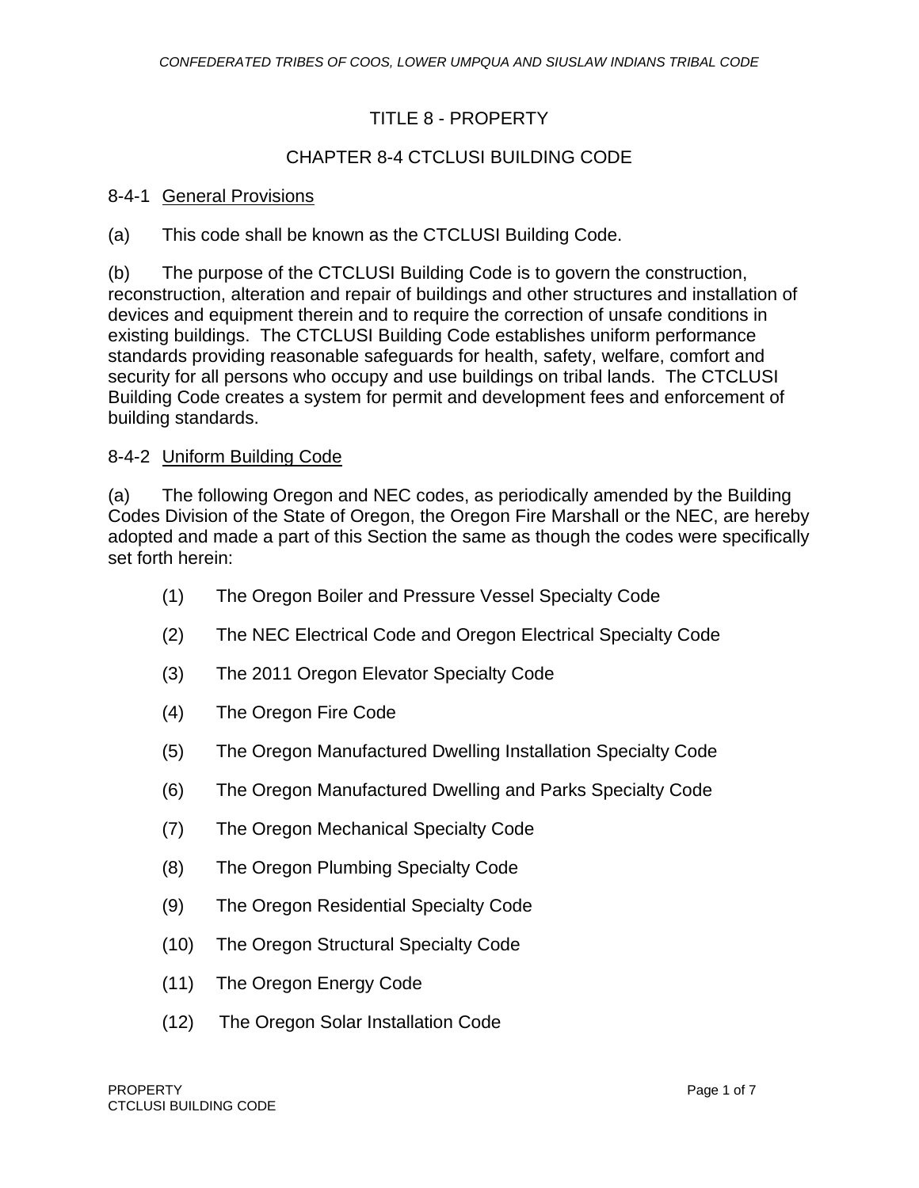# TITLE 8 - PROPERTY

## CHAPTER 8-4 CTCLUSI BUILDING CODE

### 8-4-1 General Provisions

(a) This code shall be known as the CTCLUSI Building Code.

(b) The purpose of the CTCLUSI Building Code is to govern the construction, reconstruction, alteration and repair of buildings and other structures and installation of devices and equipment therein and to require the correction of unsafe conditions in existing buildings. The CTCLUSI Building Code establishes uniform performance standards providing reasonable safeguards for health, safety, welfare, comfort and security for all persons who occupy and use buildings on tribal lands. The CTCLUSI Building Code creates a system for permit and development fees and enforcement of building standards.

### 8-4-2 Uniform Building Code

(a) The following Oregon and NEC codes, as periodically amended by the Building Codes Division of the State of Oregon, the Oregon Fire Marshall or the NEC, are hereby adopted and made a part of this Section the same as though the codes were specifically set forth herein:

(1) The Oregon Boiler and Pressure Vessel Specialty Code

(2) The NEC Electrical Code and Oregon Electrical Specialty Code

(3) The 2011 Oregon Elevator Specialty Code

(4) The Oregon Fire Code

(5) The Oregon Manufactured Dwelling Installation Specialty Code

(6) The Oregon Manufactured Dwelling and Parks Specialty Code

(7) The Oregon Mechanical Specialty Code

(8) The Oregon Plumbing Specialty Code

(9) The Oregon Residential Specialty Code

(10) The Oregon Structural Specialty Code

(11) The Oregon Energy Code

(12) The Oregon Solar Installation Code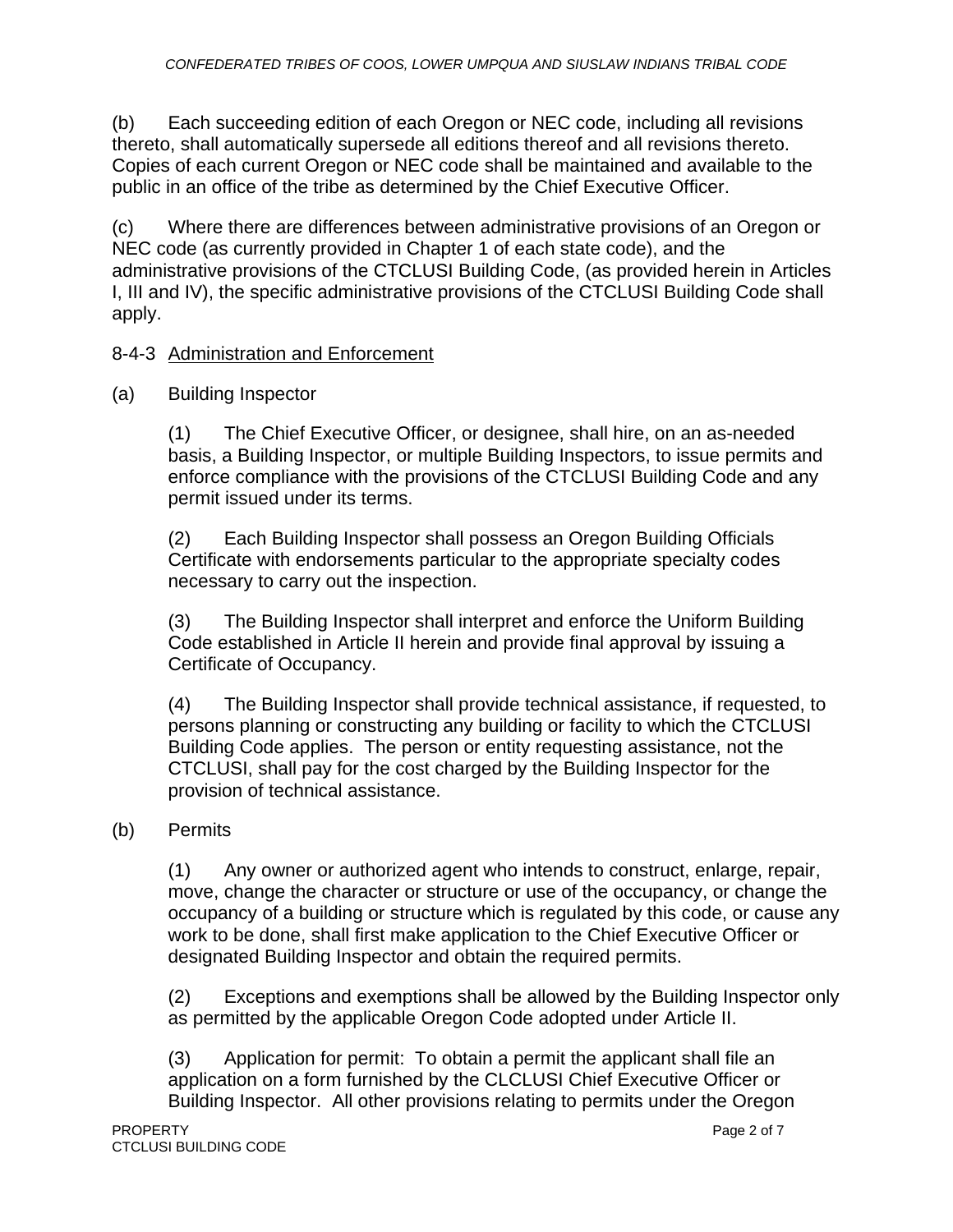(b) Each succeeding edition of each Oregon or NEC code, including all revisions thereto, shall automatically supersede all editions thereof and all revisions thereto. Copies of each current Oregon or NEC code shall be maintained and available to the public in an office of the tribe as determined by the Chief Executive Officer.

(c) Where there are differences between administrative provisions of an Oregon or NEC code (as currently provided in Chapter 1 of each state code), and the administrative provisions of the CTCLUSI Building Code, (as provided herein in Articles I, III and IV), the specific administrative provisions of the CTCLUSI Building Code shall apply.

8-4-3 Administration and Enforcement

(a) Building Inspector

(1) The Chief Executive Officer, or designee, shall hire, on an as-needed basis, a Building Inspector, or multiple Building Inspectors, to issue permits and enforce compliance with the provisions of the CTCLUSI Building Code and any permit issued under its terms.

(2) Each Building Inspector shall possess an Oregon Building Officials Certificate with endorsements particular to the appropriate specialty codes necessary to carry out the inspection.

(3) The Building Inspector shall interpret and enforce the Uniform Building Code established in Article II herein and provide final approval by issuing a Certificate of Occupancy.

(4) The Building Inspector shall provide technical assistance, if requested, to persons planning or constructing any building or facility to which the CTCLUSI Building Code applies. The person or entity requesting assistance, not the CTCLUSI, shall pay for the cost charged by the Building Inspector for the provision of technical assistance.

(b) Permits

(1) Any owner or authorized agent who intends to construct, enlarge, repair, move, change the character or structure or use of the occupancy, or change the occupancy of a building or structure which is regulated by this code, or cause any work to be done, shall first make application to the Chief Executive Officer or designated Building Inspector and obtain the required permits.

(2) Exceptions and exemptions shall be allowed by the Building Inspector only as permitted by the applicable Oregon Code adopted under Article II.

(3) Application for permit: To obtain a permit the applicant shall file an application on a form furnished by the CLCLUSI Chief Executive Officer or Building Inspector. All other provisions relating to permits under the Oregon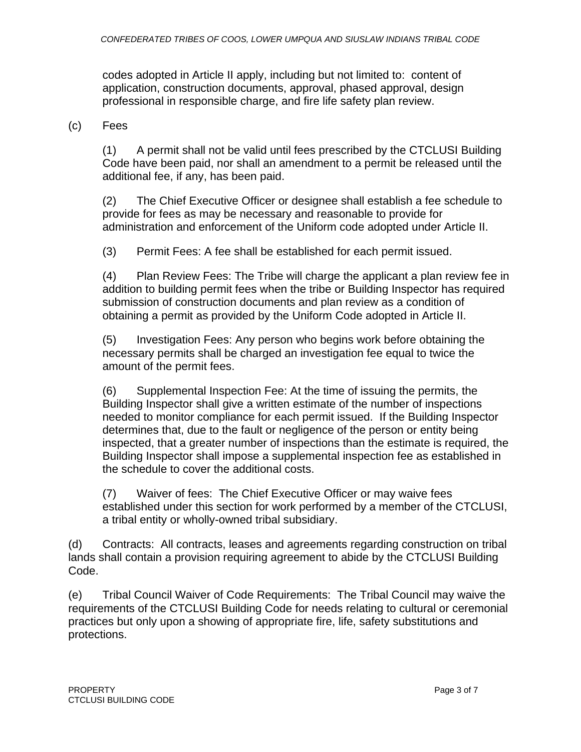codes adopted in Article II apply, including but not limited to: content of application, construction documents, approval, phased approval, design professional in responsible charge, and fire life safety plan review.

(c) Fees

(1) A permit shall not be valid until fees prescribed by the CTCLUSI Building Code have been paid, nor shall an amendment to a permit be released until the additional fee, if any, has been paid.

(2) The Chief Executive Officer or designee shall establish a fee schedule to provide for fees as may be necessary and reasonable to provide for administration and enforcement of the Uniform code adopted under Article II.

(3) Permit Fees: A fee shall be established for each permit issued.

(4) Plan Review Fees: The Tribe will charge the applicant a plan review fee in addition to building permit fees when the tribe or Building Inspector has required submission of construction documents and plan review as a condition of obtaining a permit as provided by the Uniform Code adopted in Article II.

(5) Investigation Fees: Any person who begins work before obtaining the necessary permits shall be charged an investigation fee equal to twice the amount of the permit fees.

(6) Supplemental Inspection Fee: At the time of issuing the permits, the Building Inspector shall give a written estimate of the number of inspections needed to monitor compliance for each permit issued. If the Building Inspector determines that, due to the fault or negligence of the person or entity being inspected, that a greater number of inspections than the estimate is required, the Building Inspector shall impose a supplemental inspection fee as established in the schedule to cover the additional costs.

(7) Waiver of fees: The Chief Executive Officer or may waive fees established under this section for work performed by a member of the CTCLUSI, a tribal entity or wholly-owned tribal subsidiary.

(d) Contracts: All contracts, leases and agreements regarding construction on tribal lands shall contain a provision requiring agreement to abide by the CTCLUSI Building Code.

(e) Tribal Council Waiver of Code Requirements: The Tribal Council may waive the requirements of the CTCLUSI Building Code for needs relating to cultural or ceremonial practices but only upon a showing of appropriate fire, life, safety substitutions and protections.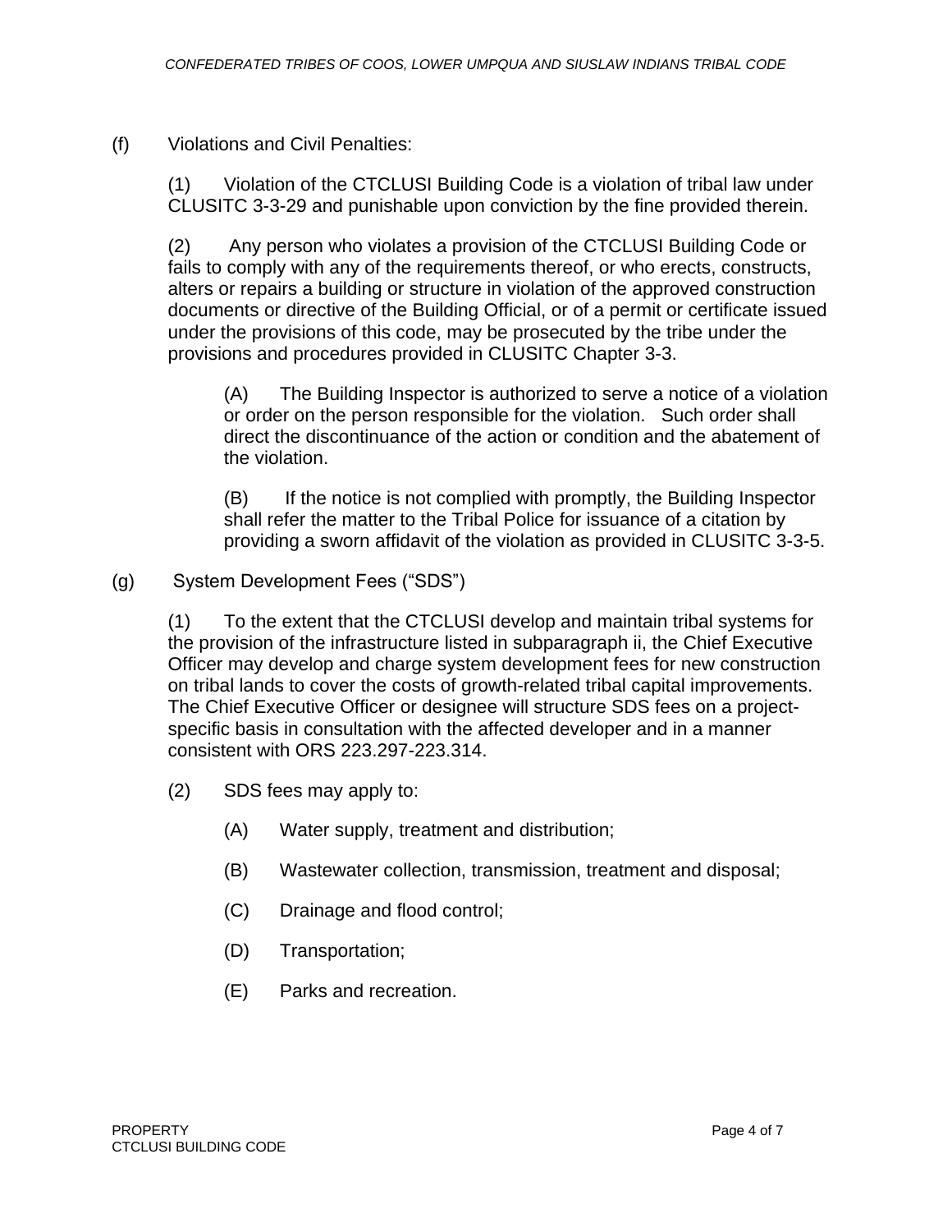(f) Violations and Civil Penalties:

(1) Violation of the CTCLUSI Building Code is a violation of tribal law under CLUSITC 3-3-29 and punishable upon conviction by the fine provided therein.

(2) Any person who violates a provision of the CTCLUSI Building Code or fails to comply with any of the requirements thereof, or who erects, constructs, alters or repairs a building or structure in violation of the approved construction documents or directive of the Building Official, or of a permit or certificate issued under the provisions of this code, may be prosecuted by the tribe under the provisions and procedures provided in CLUSITC Chapter 3-3.

(A) The Building Inspector is authorized to serve a notice of a violation or order on the person responsible for the violation. Such order shall direct the discontinuance of the action or condition and the abatement of the violation.

(B) If the notice is not complied with promptly, the Building Inspector shall refer the matter to the Tribal Police for issuance of a citation by providing a sworn affidavit of the violation as provided in CLUSITC 3-3-5.

(g) System Development Fees ("SDS")

(1) To the extent that the CTCLUSI develop and maintain tribal systems for the provision of the infrastructure listed in subparagraph ii, the Chief Executive Officer may develop and charge system development fees for new construction on tribal lands to cover the costs of growth-related tribal capital improvements. The Chief Executive Officer or designee will structure SDS fees on a project-specific basis in consultation with the affected developer and in a manner consistent with ORS 223.297-223.314.

(2) SDS fees may apply to:

(A) Water supply, treatment and distribution;

(B) Wastewater collection, transmission, treatment and disposal;

(C) Drainage and flood control;

(D) Transportation;

(E) Parks and recreation.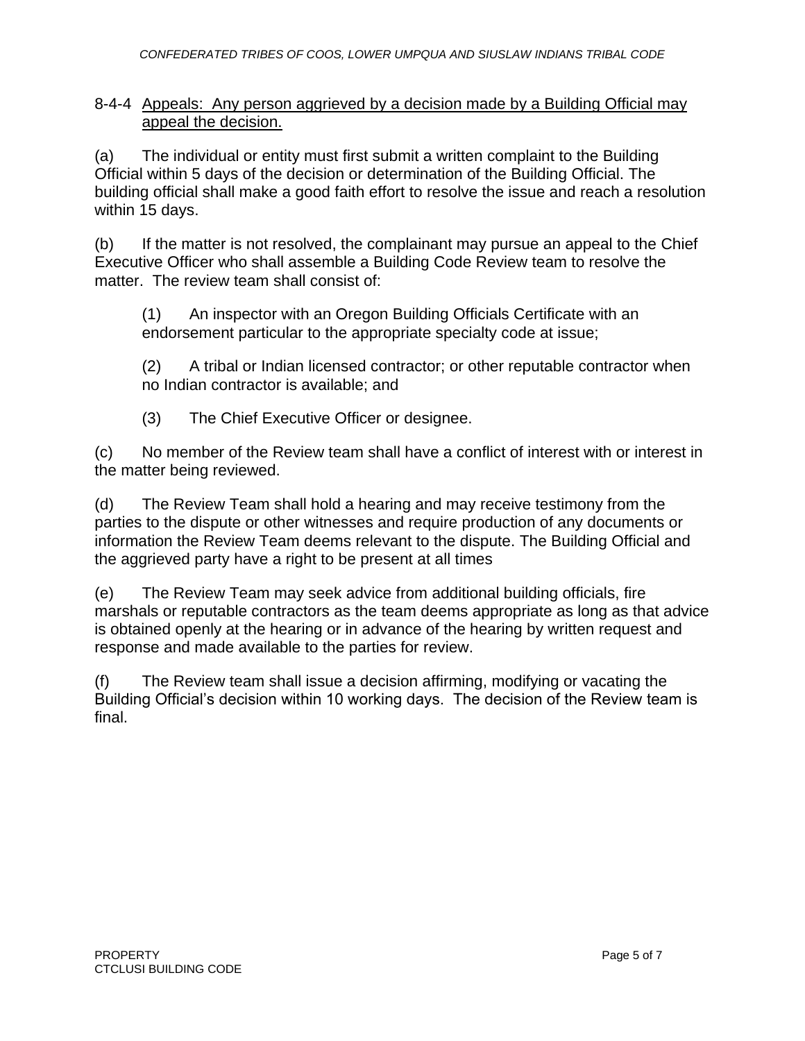8-4-4 Appeals: Any person aggrieved by a decision made by a Building Official may appeal the decision.

(a) The individual or entity must first submit a written complaint to the Building Official within 5 days of the decision or determination of the Building Official. The building official shall make a good faith effort to resolve the issue and reach a resolution within 15 days.

(b) If the matter is not resolved, the complainant may pursue an appeal to the Chief Executive Officer who shall assemble a Building Code Review team to resolve the matter. The review team shall consist of:

(1) An inspector with an Oregon Building Officials Certificate with an endorsement particular to the appropriate specialty code at issue;

(2) A tribal or Indian licensed contractor; or other reputable contractor when no Indian contractor is available; and

(3) The Chief Executive Officer or designee.

(c) No member of the Review team shall have a conflict of interest with or interest in the matter being reviewed.

(d) The Review Team shall hold a hearing and may receive testimony from the parties to the dispute or other witnesses and require production of any documents or information the Review Team deems relevant to the dispute. The Building Official and the aggrieved party have a right to be present at all times

(e) The Review Team may seek advice from additional building officials, fire marshals or reputable contractors as the team deems appropriate as long as that advice is obtained openly at the hearing or in advance of the hearing by written request and response and made available to the parties for review.

(f) The Review team shall issue a decision affirming, modifying or vacating the Building Official's decision within 10 working days. The decision of the Review team is final.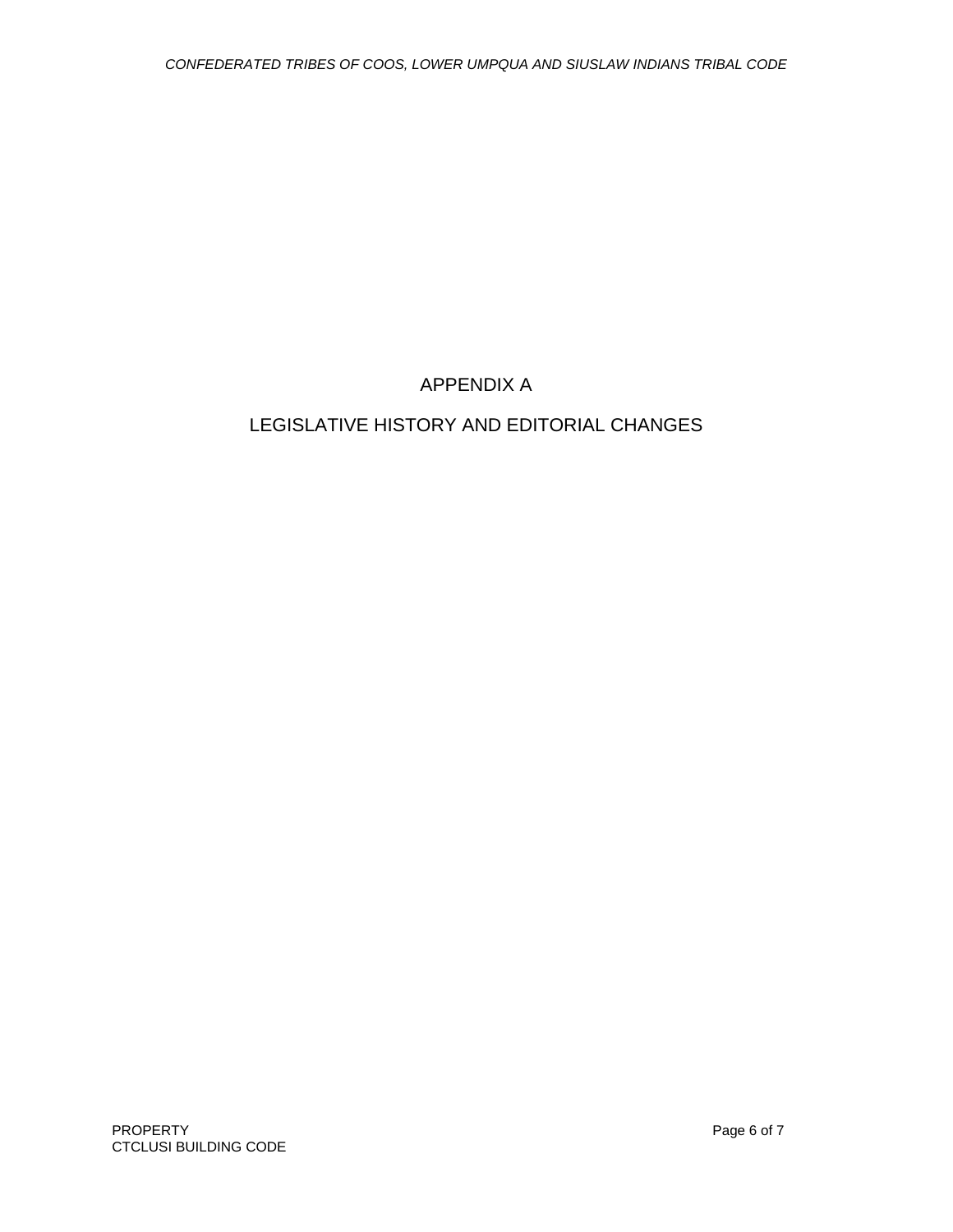# APPENDIX A

# LEGISLATIVE HISTORY AND EDITORIAL CHANGES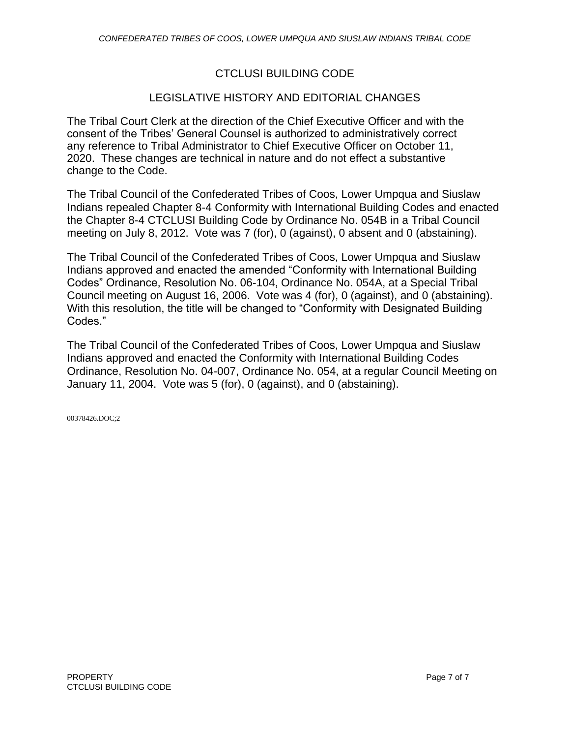## CTCLUSI BUILDING CODE

### LEGISLATIVE HISTORY AND EDITORIAL CHANGES

The Tribal Court Clerk at the direction of the Chief Executive Officer and with the consent of the Tribes' General Counsel is authorized to administratively correct any reference to Tribal Administrator to Chief Executive Officer on October 11, 2020. These changes are technical in nature and do not effect a substantive change to the Code.

The Tribal Council of the Confederated Tribes of Coos, Lower Umpqua and Siuslaw Indians repealed Chapter 8-4 Conformity with International Building Codes and enacted the Chapter 8-4 CTCLUSI Building Code by Ordinance No. 054B in a Tribal Council meeting on July 8, 2012. Vote was 7 (for), 0 (against), 0 absent and 0 (abstaining).

The Tribal Council of the Confederated Tribes of Coos, Lower Umpqua and Siuslaw Indians approved and enacted the amended "Conformity with International Building Codes" Ordinance, Resolution No. 06-104, Ordinance No. 054A, at a Special Tribal Council meeting on August 16, 2006. Vote was 4 (for), 0 (against), and 0 (abstaining). With this resolution, the title will be changed to "Conformity with Designated Building Codes."

The Tribal Council of the Confederated Tribes of Coos, Lower Umpqua and Siuslaw Indians approved and enacted the Conformity with International Building Codes Ordinance, Resolution No. 04-007, Ordinance No. 054, at a regular Council Meeting on January 11, 2004. Vote was 5 (for), 0 (against), and 0 (abstaining).

00378426.DOC;2